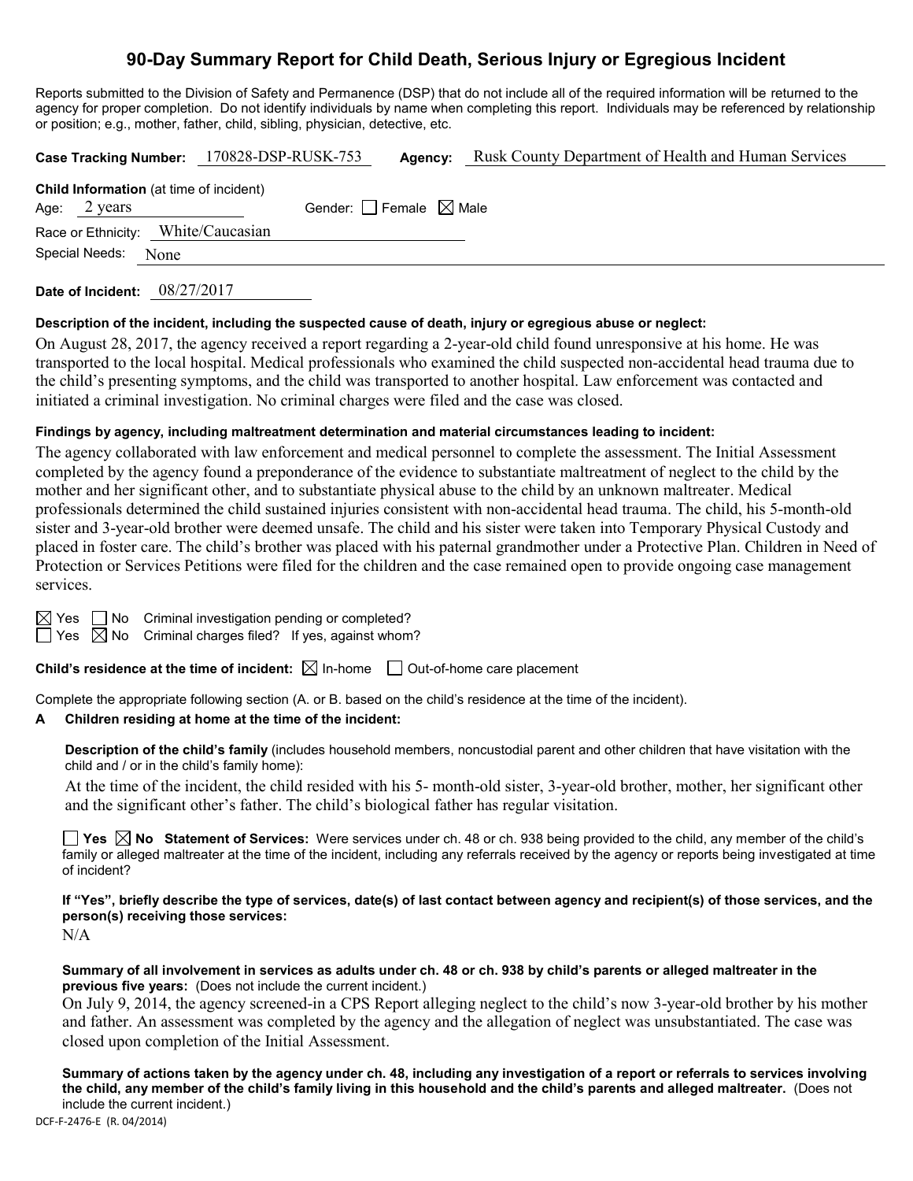# 90-Day Summary Report for Child Death, Serious Injury or Egregious Incident

Reports submitted to the Division of Safety and Permanence (DSP) that do not include all of the required information will be returned to the agency for proper completion. Do not identify individuals by name when completing this report. Individuals may be referenced by relationship or position; e.g., mother, father, child, sibling, physician, detective, etc.

**Case Tracking Number:** 170828-DSP-RUSK-753 **Agency:** Rusk County Department of Health and Human Services

**Child Information** (at time of incident)

Age: 2 years Gender: ☐ Female ☒ Male

Race or Ethnicity: White/Caucasian

Special Needs: None

**Date of Incident:** 08/27/2017

**Description of the incident, including the suspected cause of death, injury or egregious abuse or neglect:**

On August 28, 2017, the agency received a report regarding a 2-year-old child found unresponsive at his home. He was transported to the local hospital. Medical professionals who examined the child suspected non-accidental head trauma due to the child's presenting symptoms, and the child was transported to another hospital. Law enforcement was contacted and initiated a criminal investigation. No criminal charges were filed and the case was closed.

**Findings by agency, including maltreatment determination and material circumstances leading to incident:**

The agency collaborated with law enforcement and medical personnel to complete the assessment. The Initial Assessment completed by the agency found a preponderance of the evidence to substantiate maltreatment of neglect to the child by the mother and her significant other, and to substantiate physical abuse to the child by an unknown maltreater. Medical professionals determined the child sustained injuries consistent with non-accidental head trauma. The child, his 5-month-old sister and 3-year-old brother were deemed unsafe. The child and his sister were taken into Temporary Physical Custody and placed in foster care. The child's brother was placed with his paternal grandmother under a Protective Plan. Children in Need of Protection or Services Petitions were filed for the children and the case remained open to provide ongoing case management services.

☒ Yes ☐ No Criminal investigation pending or completed?

☐ Yes ☒ No Criminal charges filed? If yes, against whom?

**Child's residence at the time of incident:** ☒ In-home ☐ Out-of-home care placement

Complete the appropriate following section (A. or B. based on the child's residence at the time of the incident).

**A Children residing at home at the time of the incident:**

**Description of the child's family** (includes household members, noncustodial parent and other children that have visitation with the child and / or in the child's family home):

At the time of the incident, the child resided with his 5- month-old sister, 3-year-old brother, mother, her significant other and the significant other's father. The child's biological father has regular visitation.

☐ **Yes** ☒ **No** **Statement of Services:** Were services under ch. 48 or ch. 938 being provided to the child, any member of the child's family or alleged maltreater at the time of the incident, including any referrals received by the agency or reports being investigated at time of incident?

**If "Yes", briefly describe the type of services, date(s) of last contact between agency and recipient(s) of those services, and the person(s) receiving those services:**

N/A

**Summary of all involvement in services as adults under ch. 48 or ch. 938 by child's parents or alleged maltreater in the previous five years:** (Does not include the current incident.)

On July 9, 2014, the agency screened-in a CPS Report alleging neglect to the child's now 3-year-old brother by his mother and father. An assessment was completed by the agency and the allegation of neglect was unsubstantiated. The case was closed upon completion of the Initial Assessment.

**Summary of actions taken by the agency under ch. 48, including any investigation of a report or referrals to services involving the child, any member of the child's family living in this household and the child's parents and alleged maltreater.** (Does not include the current incident.)

DCF-F-2476-E (R. 04/2014)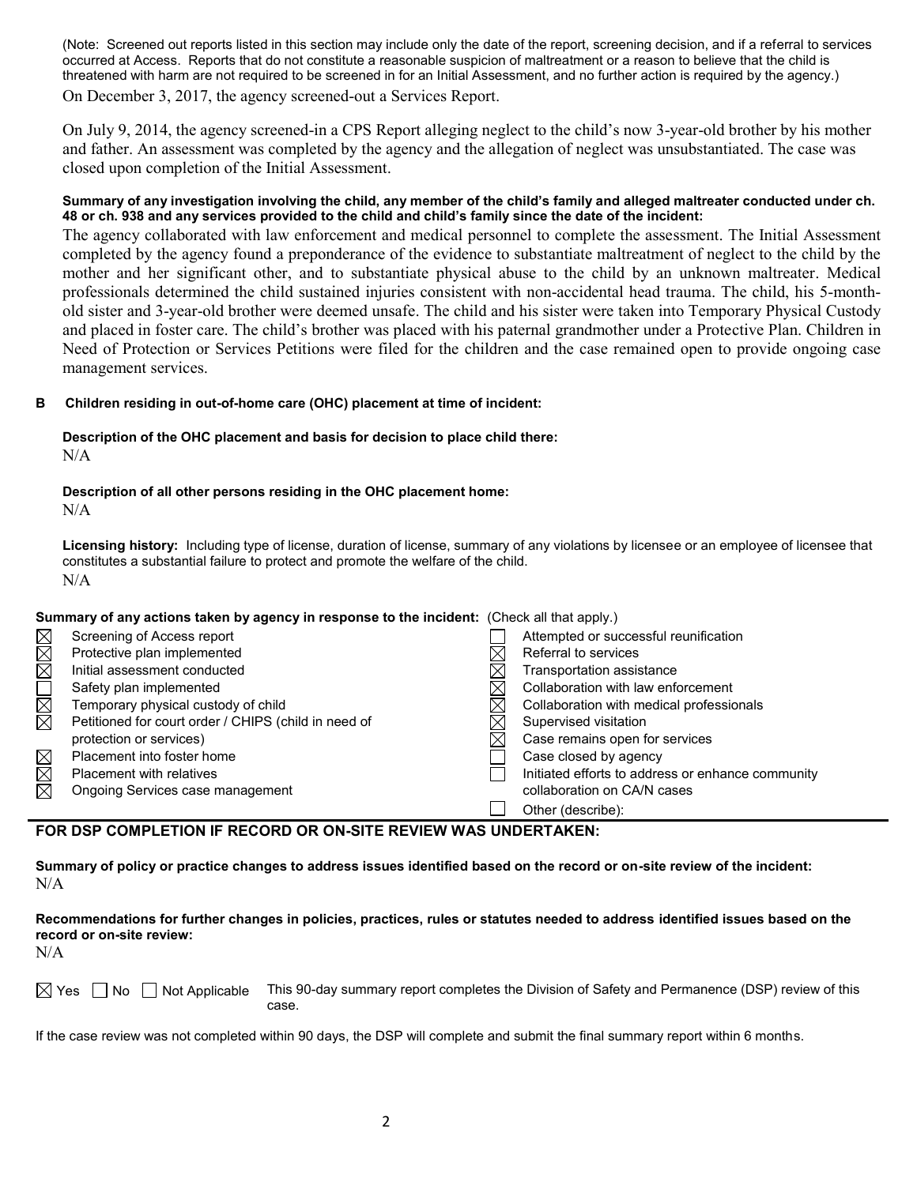(Note: Screened out reports listed in this section may include only the date of the report, screening decision, and if a referral to services occurred at Access. Reports that do not constitute a reasonable suspicion of maltreatment or a reason to believe that the child is threatened with harm are not required to be screened in for an Initial Assessment, and no further action is required by the agency.)

On December 3, 2017, the agency screened-out a Services Report.

On July 9, 2014, the agency screened-in a CPS Report alleging neglect to the child's now 3-year-old brother by his mother and father. An assessment was completed by the agency and the allegation of neglect was unsubstantiated. The case was closed upon completion of the Initial Assessment.

**Summary of any investigation involving the child, any member of the child's family and alleged maltreater conducted under ch. 48 or ch. 938 and any services provided to the child and child's family since the date of the incident:**

The agency collaborated with law enforcement and medical personnel to complete the assessment. The Initial Assessment completed by the agency found a preponderance of the evidence to substantiate maltreatment of neglect to the child by the mother and her significant other, and to substantiate physical abuse to the child by an unknown maltreater. Medical professionals determined the child sustained injuries consistent with non-accidental head trauma. The child, his 5-month-old sister and 3-year-old brother were deemed unsafe. The child and his sister were taken into Temporary Physical Custody and placed in foster care. The child's brother was placed with his paternal grandmother under a Protective Plan. Children in Need of Protection or Services Petitions were filed for the children and the case remained open to provide ongoing case management services.

**B Children residing in out-of-home care (OHC) placement at time of incident:**

**Description of the OHC placement and basis for decision to place child there:**
N/A

**Description of all other persons residing in the OHC placement home:**
N/A

**Licensing history:** Including type of license, duration of license, summary of any violations by licensee or an employee of licensee that constitutes a substantial failure to protect and promote the welfare of the child.
N/A

**Summary of any actions taken by agency in response to the incident:** (Check all that apply.)

| | | | |
|---|---|---|---|
| ☒ | Screening of Access report | ☐ | Attempted or successful reunification |
| ☒ | Protective plan implemented | ☒ | Referral to services |
| ☒ | Initial assessment conducted | ☒ | Transportation assistance |
| ☐ | Safety plan implemented | ☒ | Collaboration with law enforcement |
| ☒ | Temporary physical custody of child | ☒ | Collaboration with medical professionals |
| ☒ | Petitioned for court order / CHIPS (child in need of protection or services) | ☒ | Supervised visitation |
| | | ☒ | Case remains open for services |
| ☒ | Placement into foster home | ☐ | Case closed by agency |
| ☒ | Placement with relatives | ☐ | Initiated efforts to address or enhance community collaboration on CA/N cases |
| ☒ | Ongoing Services case management | | |
| | | ☐ | Other (describe): |

## FOR DSP COMPLETION IF RECORD OR ON-SITE REVIEW WAS UNDERTAKEN:

**Summary of policy or practice changes to address issues identified based on the record or on-site review of the incident:**
N/A

**Recommendations for further changes in policies, practices, rules or statutes needed to address identified issues based on the record or on-site review:**
N/A

☒ Yes ☐ No ☐ Not Applicable This 90-day summary report completes the Division of Safety and Permanence (DSP) review of this case.

If the case review was not completed within 90 days, the DSP will complete and submit the final summary report within 6 months.